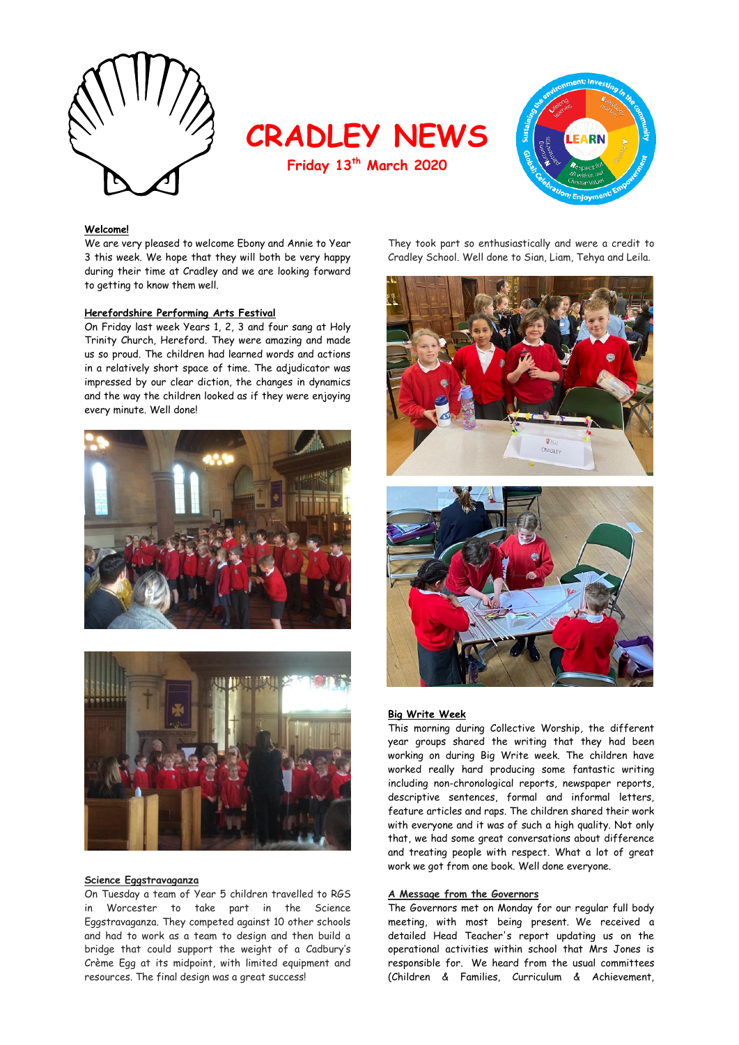# CRADLEY NEWS

**Friday 13th March 2020**

## Welcome!

We are very pleased to welcome Ebony and Annie to Year 3 this week. We hope that they will both be very happy during their time at Cradley and we are looking forward to getting to know them well.

## Herefordshire Performing Arts Festival

On Friday last week Years 1, 2, 3 and four sang at Holy Trinity Church, Hereford. They were amazing and made us so proud. The children had learned words and actions in a relatively short space of time. The adjudicator was impressed by our clear diction, the changes in dynamics and the way the children looked as if they were enjoying every minute. Well done!

## Science Eggstravaganza

On Tuesday a team of Year 5 children travelled to RGS in Worcester to take part in the Science Eggstravaganza. They competed against 10 other schools and had to work as a team to design and then build a bridge that could support the weight of a Cadbury's Crème Egg at its midpoint, with limited equipment and resources. The final design was a great success!

They took part so enthusiastically and were a credit to Cradley School. Well done to Sian, Liam, Tehya and Leila.

## Big Write Week

This morning during Collective Worship, the different year groups shared the writing that they had been working on during Big Write week. The children have worked really hard producing some fantastic writing including non-chronological reports, newspaper reports, descriptive sentences, formal and informal letters, feature articles and raps. The children shared their work with everyone and it was of such a high quality. Not only that, we had some great conversations about difference and treating people with respect. What a lot of great work we got from one book. Well done everyone.

## A Message from the Governors

The Governors met on Monday for our regular full body meeting, with most being present. We received a detailed Head Teacher's report updating us on the operational activities within school that Mrs Jones is responsible for. We heard from the usual committees (Children & Families, Curriculum & Achievement,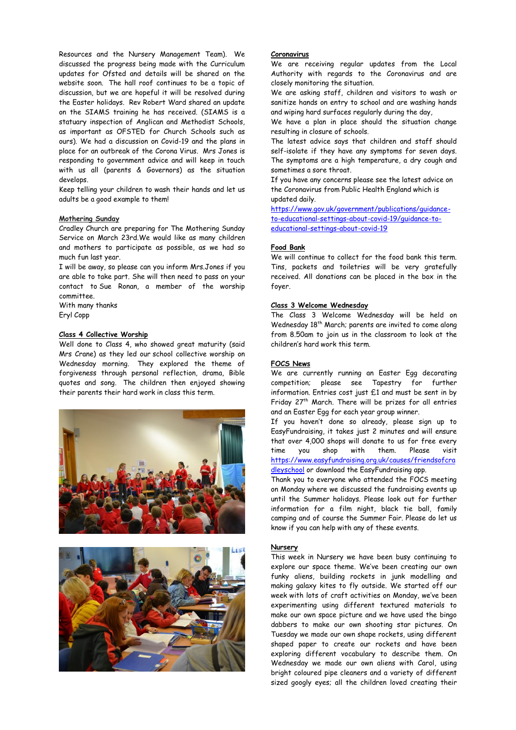Resources and the Nursery Management Team). We discussed the progress being made with the Curriculum updates for Ofsted and details will be shared on the website soon. The hall roof continues to be a topic of discussion, but we are hopeful it will be resolved during the Easter holidays. Rev Robert Ward shared an update on the SIAMS training he has received. (SIAMS is a statuary inspection of Anglican and Methodist Schools, as important as OFSTED for Church Schools such as ours). We had a discussion on Covid-19 and the plans in place for an outbreak of the Corona Virus. Mrs Jones is responding to government advice and will keep in touch with us all (parents & Governors) as the situation develops.

Keep telling your children to wash their hands and let us adults be a good example to them!

## Mothering Sunday

Cradley Church are preparing for The Mothering Sunday Service on March 23rd.We would like as many children and mothers to participate as possible, as we had so much fun last year.

I will be away, so please can you inform Mrs.Jones if you are able to take part. She will then need to pass on your contact to Sue Ronan, a member of the worship committee.

With many thanks

Eryl Copp

## Class 4 Collective Worship

Well done to Class 4, who showed great maturity (said Mrs Crane) as they led our school collective worship on Wednesday morning. They explored the theme of forgiveness through personal reflection, drama, Bible quotes and song. The children then enjoyed showing their parents their hard work in class this term.

## Coronavirus

We are receiving regular updates from the Local Authority with regards to the Coronavirus and are closely monitoring the situation.

We are asking staff, children and visitors to wash or sanitize hands on entry to school and are washing hands and wiping hard surfaces regularly during the day,

We have a plan in place should the situation change resulting in closure of schools.

The latest advice says that children and staff should self-isolate if they have any symptoms for seven days. The symptoms are a high temperature, a dry cough and sometimes a sore throat.

If you have any concerns please see the latest advice on the Coronavirus from Public Health England which is updated daily.

https://www.gov.uk/government/publications/guidance-to-educational-settings-about-covid-19/guidance-to-educational-settings-about-covid-19

## Food Bank

We will continue to collect for the food bank this term. Tins, packets and toiletries will be very gratefully received. All donations can be placed in the box in the foyer.

## Class 3 Welcome Wednesday

The Class 3 Welcome Wednesday will be held on Wednesday 18th March; parents are invited to come along from 8.50am to join us in the classroom to look at the children's hard work this term.

## FOCS News

We are currently running an Easter Egg decorating competition; please see Tapestry for further information. Entries cost just £1 and must be sent in by Friday 27th March. There will be prizes for all entries and an Easter Egg for each year group winner.

If you haven't done so already, please sign up to EasyFundraising, it takes just 2 minutes and will ensure that over 4,000 shops will donate to us for free every time you shop with them. Please visit https://www.easyfundraising.org.uk/causes/friendsofcradleyschool or download the EasyFundraising app.

Thank you to everyone who attended the FOCS meeting on Monday where we discussed the fundraising events up until the Summer holidays. Please look out for further information for a film night, black tie ball, family camping and of course the Summer Fair. Please do let us know if you can help with any of these events.

## Nursery

This week in Nursery we have been busy continuing to explore our space theme. We've been creating our own funky aliens, building rockets in junk modelling and making galaxy kites to fly outside. We started off our week with lots of craft activities on Monday, we've been experimenting using different textured materials to make our own space picture and we have used the bingo dabbers to make our own shooting star pictures. On Tuesday we made our own shape rockets, using different shaped paper to create our rockets and have been exploring different vocabulary to describe them. On Wednesday we made our own aliens with Carol, using bright coloured pipe cleaners and a variety of different sized googly eyes; all the children loved creating their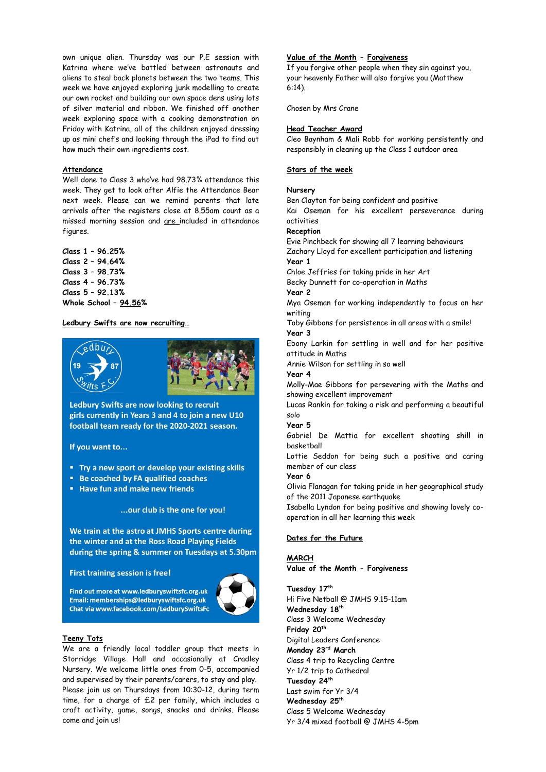own unique alien. Thursday was our P.E session with Katrina where we've battled between astronauts and aliens to steal back planets between the two teams. This week we have enjoyed exploring junk modelling to create our own rocket and building our own space dens using lots of silver material and ribbon. We finished off another week exploring space with a cooking demonstration on Friday with Katrina, all of the children enjoyed dressing up as mini chef's and looking through the iPad to find out how much their own ingredients cost.

## Attendance

Well done to Class 3 who've had 98.73% attendance this week. They get to look after Alfie the Attendance Bear next week. Please can we remind parents that late arrivals after the registers close at 8.55am count as a missed morning session and are included in attendance figures.

**Class 1 – 96.25%**
**Class 2 – 94.64%**
**Class 3 – 98.73%**
**Class 4 – 96.73%**
**Class 5 – 92.13%**
**Whole School – 94.56%**

## Ledbury Swifts are now recruiting…

Ledbury Swifts F.C. 19 87

**Ledbury Swifts are now looking to recruit girls currently in Years 3 and 4 to join a new U10 football team ready for the 2020-2021 season.**

**If you want to…**

- **Try a new sport or develop your existing skills**
- **Be coached by FA qualified coaches**
- **Have fun and make new friends**

**…our club is the one for you!**

**We train at the astro at JMHS Sports centre during the winter and at the Ross Road Playing Fields during the spring & summer on Tuesdays at 5.30pm**

**First training session is free!**

**Find out more at www.ledburyswiftsfc.org.uk**
**Email: memberships@ledburyswiftsfc.org.uk**
**Chat via www.facebook.com/LedburySwiftsFc**

## Teeny Tots

We are a friendly local toddler group that meets in Storridge Village Hall and occasionally at Cradley Nursery. We welcome little ones from 0-5, accompanied and supervised by their parents/carers, to stay and play. Please join us on Thursdays from 10:30-12, during term time, for a charge of £2 per family, which includes a craft activity, game, songs, snacks and drinks. Please come and join us!

## Value of the Month - Forgiveness

If you forgive other people when they sin against you, your heavenly Father will also forgive you (Matthew 6:14).

Chosen by Mrs Crane

## Head Teacher Award

Cleo Baynham & Mali Robb for working persistently and responsibly in cleaning up the Class 1 outdoor area

## Stars of the week

**Nursery**
Ben Clayton for being confident and positive
Kai Oseman for his excellent perseverance during activities

**Reception**
Evie Pinchbeck for showing all 7 learning behaviours
Zachary Lloyd for excellent participation and listening

**Year 1**
Chloe Jeffries for taking pride in her Art
Becky Dunnett for co-operation in Maths

**Year 2**
Mya Oseman for working independently to focus on her writing
Toby Gibbons for persistence in all areas with a smile!

**Year 3**
Ebony Larkin for settling in well and for her positive attitude in Maths
Annie Wilson for settling in so well

**Year 4**
Molly-Mae Gibbons for persevering with the Maths and showing excellent improvement
Lucas Rankin for taking a risk and performing a beautiful solo

**Year 5**
Gabriel De Mattia for excellent shooting shill in basketball
Lottie Seddon for being such a positive and caring member of our class

**Year 6**
Olivia Flanagan for taking pride in her geographical study of the 2011 Japanese earthquake
Isabella Lyndon for being positive and showing lovely co-operation in all her learning this week

## Dates for the Future

**MARCH**
**Value of the Month - Forgiveness**

**Tuesday 17th**
Hi Five Netball @ JMHS 9.15-11am
**Wednesday 18th**
Class 3 Welcome Wednesday
**Friday 20th**
Digital Leaders Conference
**Monday 23rd March**
Class 4 trip to Recycling Centre
Yr 1/2 trip to Cathedral
**Tuesday 24th**
Last swim for Yr 3/4
**Wednesday 25th**
Class 5 Welcome Wednesday
Yr 3/4 mixed football @ JMHS 4-5pm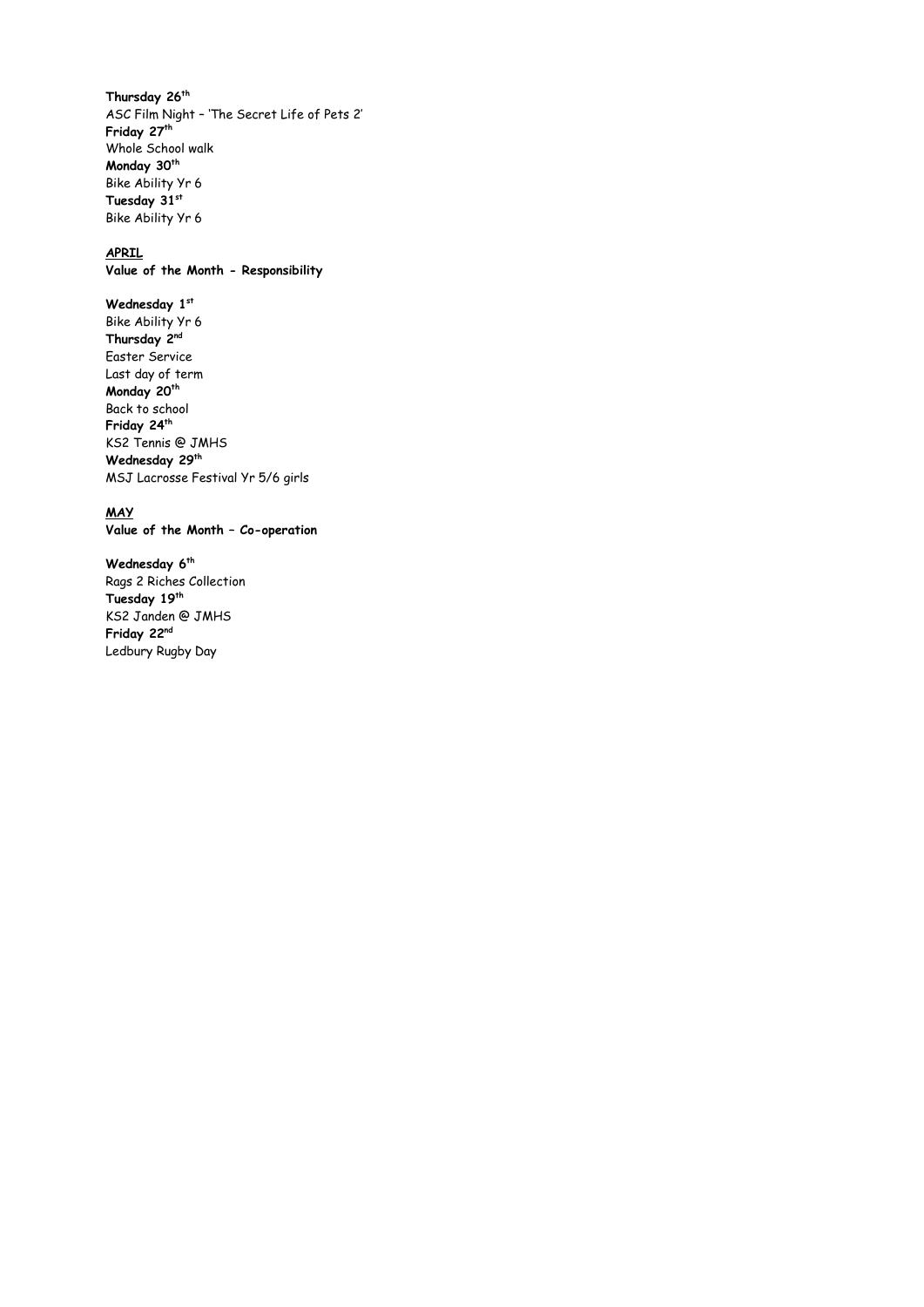**Thursday 26th**
ASC Film Night – 'The Secret Life of Pets 2'
**Friday 27th**
Whole School walk
**Monday 30th**
Bike Ability Yr 6
**Tuesday 31st**
Bike Ability Yr 6

**APRIL**
**Value of the Month - Responsibility**

**Wednesday 1st**
Bike Ability Yr 6
**Thursday 2nd**
Easter Service
Last day of term
**Monday 20th**
Back to school
**Friday 24th**
KS2 Tennis @ JMHS
**Wednesday 29th**
MSJ Lacrosse Festival Yr 5/6 girls

**MAY**
**Value of the Month – Co-operation**

**Wednesday 6th**
Rags 2 Riches Collection
**Tuesday 19th**
KS2 Janden @ JMHS
**Friday 22nd**
Ledbury Rugby Day